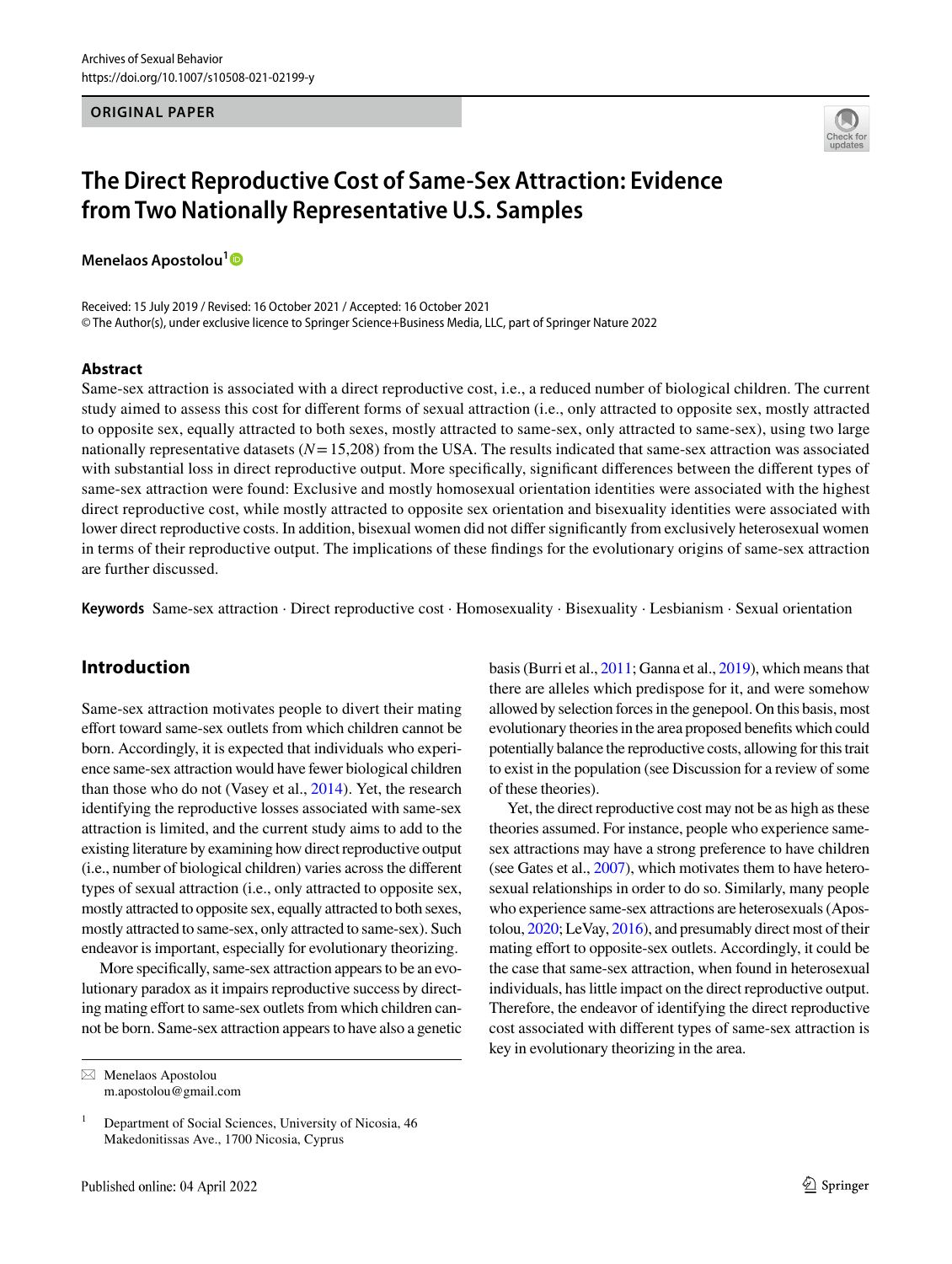ORIGINAL PAPER

# The Direct Reproductive Cost of Same-Sex Attraction: Evidence from Two Nationally Representative U.S. Samples

**Menelaos Apostolou[1]**

Received: 15 July 2019 / Revised: 16 October 2021 / Accepted: 16 October 2021
© The Author(s), under exclusive licence to Springer Science+Business Media, LLC, part of Springer Nature 2022

## Abstract

Same-sex attraction is associated with a direct reproductive cost, i.e., a reduced number of biological children. The current study aimed to assess this cost for different forms of sexual attraction (i.e., only attracted to opposite sex, mostly attracted to opposite sex, equally attracted to both sexes, mostly attracted to same-sex, only attracted to same-sex), using two large nationally representative datasets ($N = 15{,}208$) from the USA. The results indicated that same-sex attraction was associated with substantial loss in direct reproductive output. More specifically, significant differences between the different types of same-sex attraction were found: Exclusive and mostly homosexual orientation identities were associated with the highest direct reproductive cost, while mostly attracted to opposite sex orientation and bisexuality identities were associated with lower direct reproductive costs. In addition, bisexual women did not differ significantly from exclusively heterosexual women in terms of their reproductive output. The implications of these findings for the evolutionary origins of same-sex attraction are further discussed.

**Keywords** Same-sex attraction · Direct reproductive cost · Homosexuality · Bisexuality · Lesbianism · Sexual orientation

## Introduction

Same-sex attraction motivates people to divert their mating effort toward same-sex outlets from which children cannot be born. Accordingly, it is expected that individuals who experience same-sex attraction would have fewer biological children than those who do not (Vasey et al., 2014). Yet, the research identifying the reproductive losses associated with same-sex attraction is limited, and the current study aims to add to the existing literature by examining how direct reproductive output (i.e., number of biological children) varies across the different types of sexual attraction (i.e., only attracted to opposite sex, mostly attracted to opposite sex, equally attracted to both sexes, mostly attracted to same-sex, only attracted to same-sex). Such endeavor is important, especially for evolutionary theorizing.

More specifically, same-sex attraction appears to be an evolutionary paradox as it impairs reproductive success by directing mating effort to same-sex outlets from which children cannot be born. Same-sex attraction appears to have also a genetic basis (Burri et al., 2011; Ganna et al., 2019), which means that there are alleles which predispose for it, and were somehow allowed by selection forces in the genepool. On this basis, most evolutionary theories in the area proposed benefits which could potentially balance the reproductive costs, allowing for this trait to exist in the population (see Discussion for a review of some of these theories).

Yet, the direct reproductive cost may not be as high as these theories assumed. For instance, people who experience same-sex attractions may have a strong preference to have children (see Gates et al., 2007), which motivates them to have heterosexual relationships in order to do so. Similarly, many people who experience same-sex attractions are heterosexuals (Apostolou, 2020; LeVay, 2016), and presumably direct most of their mating effort to opposite-sex outlets. Accordingly, it could be the case that same-sex attraction, when found in heterosexual individuals, has little impact on the direct reproductive output. Therefore, the endeavor of identifying the direct reproductive cost associated with different types of same-sex attraction is key in evolutionary theorizing in the area.

---

✉ Menelaos Apostolou
m.apostolou@gmail.com

[1] Department of Social Sciences, University of Nicosia, 46 Makedonitissas Ave., 1700 Nicosia, Cyprus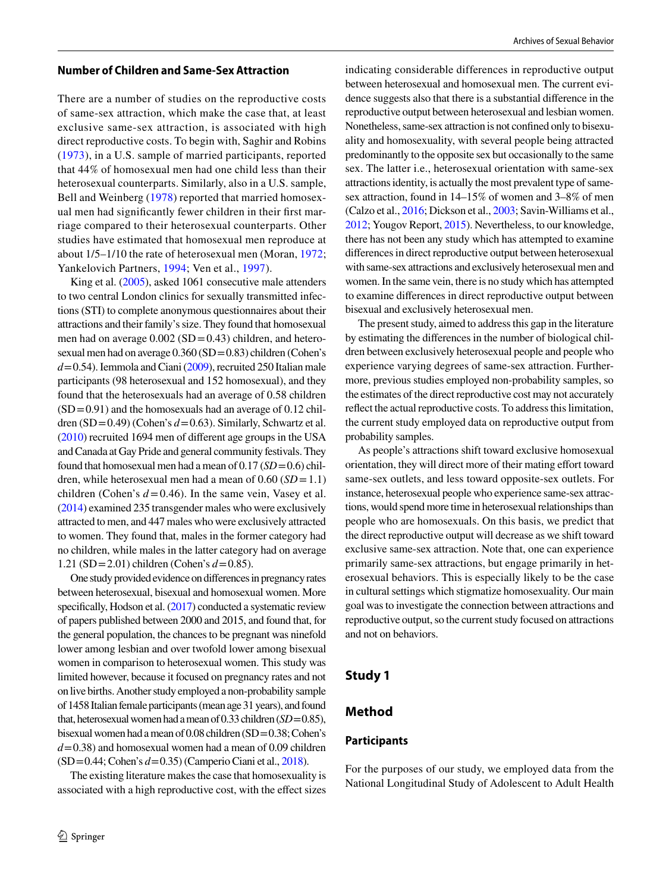### Number of Children and Same-Sex Attraction

There are a number of studies on the reproductive costs of same-sex attraction, which make the case that, at least exclusive same-sex attraction, is associated with high direct reproductive costs. To begin with, Saghir and Robins (1973), in a U.S. sample of married participants, reported that 44% of homosexual men had one child less than their heterosexual counterparts. Similarly, also in a U.S. sample, Bell and Weinberg (1978) reported that married homosexual men had significantly fewer children in their first marriage compared to their heterosexual counterparts. Other studies have estimated that homosexual men reproduce at about 1/5–1/10 the rate of heterosexual men (Moran, 1972; Yankelovich Partners, 1994; Ven et al., 1997).

King et al. (2005), asked 1061 consecutive male attenders to two central London clinics for sexually transmitted infections (STI) to complete anonymous questionnaires about their attractions and their family's size. They found that homosexual men had on average 0.002 (SD = 0.43) children, and heterosexual men had on average 0.360 (SD = 0.83) children (Cohen's $d = 0.54$). Iemmola and Ciani (2009), recruited 250 Italian male participants (98 heterosexual and 152 homosexual), and they found that the heterosexuals had an average of 0.58 children (SD = 0.91) and the homosexuals had an average of 0.12 children (SD = 0.49) (Cohen's $d = 0.63$). Similarly, Schwartz et al. (2010) recruited 1694 men of different age groups in the USA and Canada at Gay Pride and general community festivals. They found that homosexual men had a mean of 0.17 ($SD = 0.6$) children, while heterosexual men had a mean of 0.60 ($SD = 1.1$) children (Cohen's $d = 0.46$). In the same vein, Vasey et al. (2014) examined 235 transgender males who were exclusively attracted to men, and 447 males who were exclusively attracted to women. They found that, males in the former category had no children, while males in the latter category had on average 1.21 (SD = 2.01) children (Cohen's $d = 0.85$).

One study provided evidence on differences in pregnancy rates between heterosexual, bisexual and homosexual women. More specifically, Hodson et al. (2017) conducted a systematic review of papers published between 2000 and 2015, and found that, for the general population, the chances to be pregnant was ninefold lower among lesbian and over twofold lower among bisexual women in comparison to heterosexual women. This study was limited however, because it focused on pregnancy rates and not on live births. Another study employed a non-probability sample of 1458 Italian female participants (mean age 31 years), and found that, heterosexual women had a mean of 0.33 children ($SD = 0.85$), bisexual women had a mean of 0.08 children (SD = 0.38; Cohen's $d = 0.38$) and homosexual women had a mean of 0.09 children (SD = 0.44; Cohen's $d = 0.35$) (Camperio Ciani et al., 2018).

The existing literature makes the case that homosexuality is associated with a high reproductive cost, with the effect sizes indicating considerable differences in reproductive output between heterosexual and homosexual men. The current evidence suggests also that there is a substantial difference in the reproductive output between heterosexual and lesbian women. Nonetheless, same-sex attraction is not confined only to bisexuality and homosexuality, with several people being attracted predominantly to the opposite sex but occasionally to the same sex. The latter i.e., heterosexual orientation with same-sex attractions identity, is actually the most prevalent type of same-sex attraction, found in 14–15% of women and 3–8% of men (Calzo et al., 2016; Dickson et al., 2003; Savin-Williams et al., 2012; Yougov Report, 2015). Nevertheless, to our knowledge, there has not been any study which has attempted to examine differences in direct reproductive output between heterosexual with same-sex attractions and exclusively heterosexual men and women. In the same vein, there is no study which has attempted to examine differences in direct reproductive output between bisexual and exclusively heterosexual men.

The present study, aimed to address this gap in the literature by estimating the differences in the number of biological children between exclusively heterosexual people and people who experience varying degrees of same-sex attraction. Furthermore, previous studies employed non-probability samples, so the estimates of the direct reproductive cost may not accurately reflect the actual reproductive costs. To address this limitation, the current study employed data on reproductive output from probability samples.

As people's attractions shift toward exclusive homosexual orientation, they will direct more of their mating effort toward same-sex outlets, and less toward opposite-sex outlets. For instance, heterosexual people who experience same-sex attractions, would spend more time in heterosexual relationships than people who are homosexuals. On this basis, we predict that the direct reproductive output will decrease as we shift toward exclusive same-sex attraction. Note that, one can experience primarily same-sex attractions, but engage primarily in heterosexual behaviors. This is especially likely to be the case in cultural settings which stigmatize homosexuality. Our main goal was to investigate the connection between attractions and reproductive output, so the current study focused on attractions and not on behaviors.

## Study 1

### Method

#### Participants

For the purposes of our study, we employed data from the National Longitudinal Study of Adolescent to Adult Health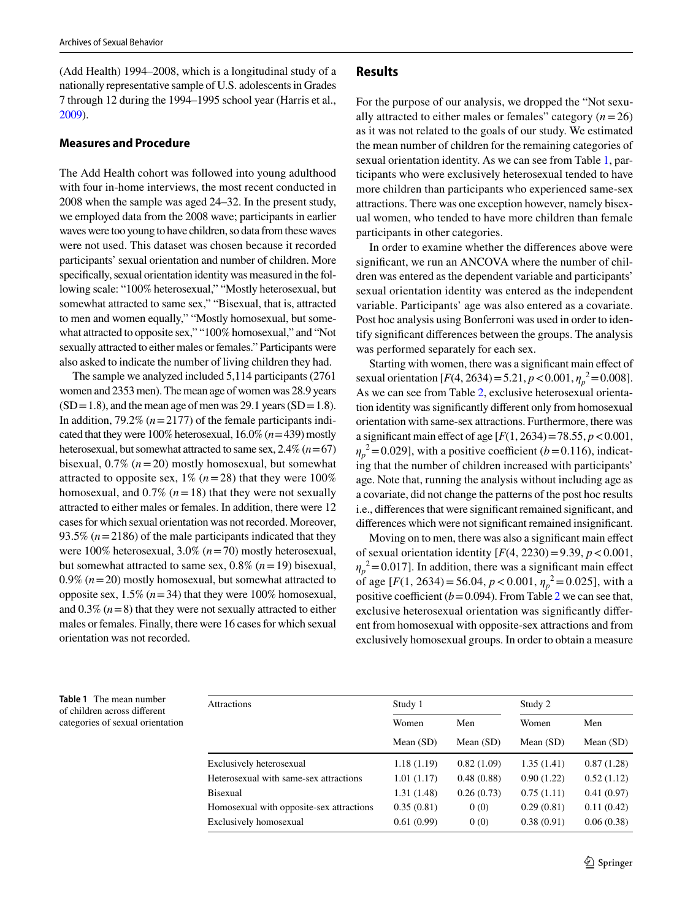(Add Health) 1994–2008, which is a longitudinal study of a nationally representative sample of U.S. adolescents in Grades 7 through 12 during the 1994–1995 school year (Harris et al., 2009).

### Measures and Procedure

The Add Health cohort was followed into young adulthood with four in-home interviews, the most recent conducted in 2008 when the sample was aged 24–32. In the present study, we employed data from the 2008 wave; participants in earlier waves were too young to have children, so data from these waves were not used. This dataset was chosen because it recorded participants' sexual orientation and number of children. More specifically, sexual orientation identity was measured in the following scale: "100% heterosexual," "Mostly heterosexual, but somewhat attracted to same sex," "Bisexual, that is, attracted to men and women equally," "Mostly homosexual, but somewhat attracted to opposite sex," "100% homosexual," and "Not sexually attracted to either males or females." Participants were also asked to indicate the number of living children they had.

The sample we analyzed included 5,114 participants (2761 women and 2353 men). The mean age of women was 28.9 years (SD = 1.8), and the mean age of men was 29.1 years (SD = 1.8). In addition, 79.2% ($n$ = 2177) of the female participants indicated that they were 100% heterosexual, 16.0% ($n$ = 439) mostly heterosexual, but somewhat attracted to same sex, 2.4% ($n$ = 67) bisexual, 0.7% ($n$ = 20) mostly homosexual, but somewhat attracted to opposite sex, 1% ($n$ = 28) that they were 100% homosexual, and 0.7% ($n$ = 18) that they were not sexually attracted to either males or females. In addition, there were 12 cases for which sexual orientation was not recorded. Moreover, 93.5% ($n$ = 2186) of the male participants indicated that they were 100% heterosexual, 3.0% ($n$ = 70) mostly heterosexual, but somewhat attracted to same sex, 0.8% ($n$ = 19) bisexual, 0.9% ($n$ = 20) mostly homosexual, but somewhat attracted to opposite sex, 1.5% ($n$ = 34) that they were 100% homosexual, and 0.3% ($n$ = 8) that they were not sexually attracted to either males or females. Finally, there were 16 cases for which sexual orientation was not recorded.

## Results

For the purpose of our analysis, we dropped the "Not sexually attracted to either males or females" category ($n$ = 26) as it was not related to the goals of our study. We estimated the mean number of children for the remaining categories of sexual orientation identity. As we can see from Table 1, participants who were exclusively heterosexual tended to have more children than participants who experienced same-sex attractions. There was one exception however, namely bisexual women, who tended to have more children than female participants in other categories.

In order to examine whether the differences above were significant, we run an ANCOVA where the number of children was entered as the dependent variable and participants' sexual orientation identity was entered as the independent variable. Participants' age was also entered as a covariate. Post hoc analysis using Bonferroni was used in order to identify significant differences between the groups. The analysis was performed separately for each sex.

Starting with women, there was a significant main effect of sexual orientation [$F(4, 2634) = 5.21$, $p < 0.001$, $\eta_p^2 = 0.008$]. As we can see from Table 2, exclusive heterosexual orientation identity was significantly different only from homosexual orientation with same-sex attractions. Furthermore, there was a significant main effect of age [$F(1, 2634) = 78.55$, $p < 0.001$, $\eta_p^2 = 0.029$], with a positive coefficient ($b = 0.116$), indicating that the number of children increased with participants' age. Note that, running the analysis without including age as a covariate, did not change the patterns of the post hoc results i.e., differences that were significant remained significant, and differences which were not significant remained insignificant.

Moving on to men, there was also a significant main effect of sexual orientation identity [$F(4, 2230) = 9.39$, $p < 0.001$, $\eta_p^2 = 0.017$]. In addition, there was a significant main effect of age [$F(1, 2634) = 56.04$, $p < 0.001$, $\eta_p^2 = 0.025$], with a positive coefficient ($b = 0.094$). From Table 2 we can see that, exclusive heterosexual orientation was significantly different from homosexual with opposite-sex attractions and from exclusively homosexual groups. In order to obtain a measure

**Table 1** The mean number of children across different categories of sexual orientation

| Attractions | Study 1 | | Study 2 | |
|---|---|---|---|---|
| | Women | Men | Women | Men |
| | Mean (SD) | Mean (SD) | Mean (SD) | Mean (SD) |
| Exclusively heterosexual | 1.18 (1.19) | 0.82 (1.09) | 1.35 (1.41) | 0.87 (1.28) |
| Heterosexual with same-sex attractions | 1.01 (1.17) | 0.48 (0.88) | 0.90 (1.22) | 0.52 (1.12) |
| Bisexual | 1.31 (1.48) | 0.26 (0.73) | 0.75 (1.11) | 0.41 (0.97) |
| Homosexual with opposite-sex attractions | 0.35 (0.81) | 0 (0) | 0.29 (0.81) | 0.11 (0.42) |
| Exclusively homosexual | 0.61 (0.99) | 0 (0) | 0.38 (0.91) | 0.06 (0.38) |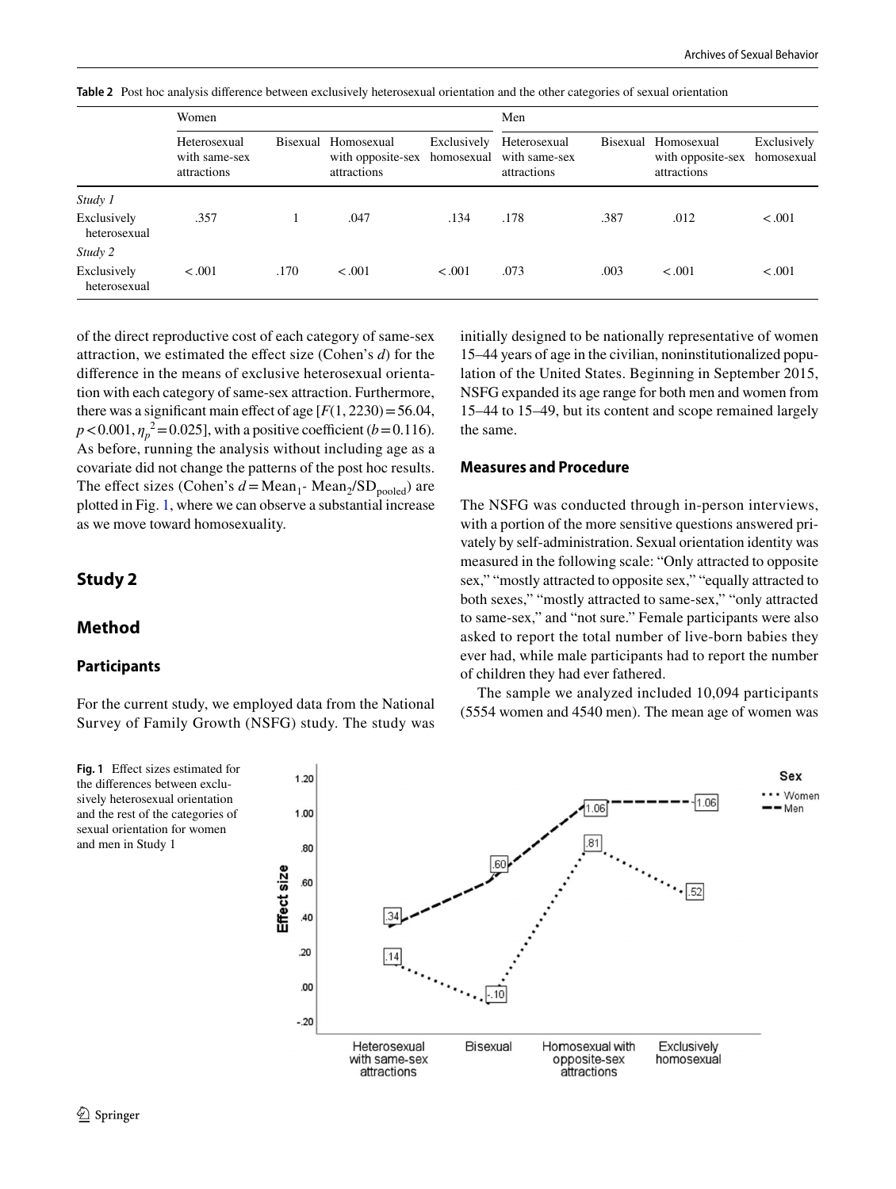**Table 2** Post hoc analysis difference between exclusively heterosexual orientation and the other categories of sexual orientation

| | Women | | | | Men | | | |
|---|---|---|---|---|---|---|---|---|
| | Heterosexual with same-sex attractions | Bisexual | Homosexual with opposite-sex attractions | Exclusively homosexual | Heterosexual with same-sex attractions | Bisexual | Homosexual with opposite-sex attractions | Exclusively homosexual |
| *Study 1* | | | | | | | | |
| Exclusively heterosexual | .357 | 1 | .047 | .134 | .178 | .387 | .012 | < .001 |
| *Study 2* | | | | | | | | |
| Exclusively heterosexual | < .001 | .170 | < .001 | < .001 | .073 | .003 | < .001 | < .001 |

of the direct reproductive cost of each category of same-sex attraction, we estimated the effect size (Cohen's *d*) for the difference in the means of exclusive heterosexual orientation with each category of same-sex attraction. Furthermore, there was a significant main effect of age [$F(1, 2230) = 56.04$, $p < 0.001$, $\eta_p^2 = 0.025$], with a positive coefficient ($b = 0.116$). As before, running the analysis without including age as a covariate did not change the patterns of the post hoc results. The effect sizes (Cohen's $d = \text{Mean}_1 - \text{Mean}_2/\text{SD}_{\text{pooled}}$) are plotted in Fig. 1, where we can observe a substantial increase as we move toward homosexuality.

## Study 2

## Method

### Participants

For the current study, we employed data from the National Survey of Family Growth (NSFG) study. The study was initially designed to be nationally representative of women 15–44 years of age in the civilian, noninstitutionalized population of the United States. Beginning in September 2015, NSFG expanded its age range for both men and women from 15–44 to 15–49, but its content and scope remained largely the same.

### Measures and Procedure

The NSFG was conducted through in-person interviews, with a portion of the more sensitive questions answered privately by self-administration. Sexual orientation identity was measured in the following scale: "Only attracted to opposite sex," "mostly attracted to opposite sex," "equally attracted to both sexes," "mostly attracted to same-sex," "only attracted to same-sex," and "not sure." Female participants were also asked to report the total number of live-born babies they ever had, while male participants had to report the number of children they had ever fathered.

The sample we analyzed included 10,094 participants (5554 women and 4540 men). The mean age of women was

**Fig. 1** Effect sizes estimated for the differences between exclusively heterosexual orientation and the rest of the categories of sexual orientation for women and men in Study 1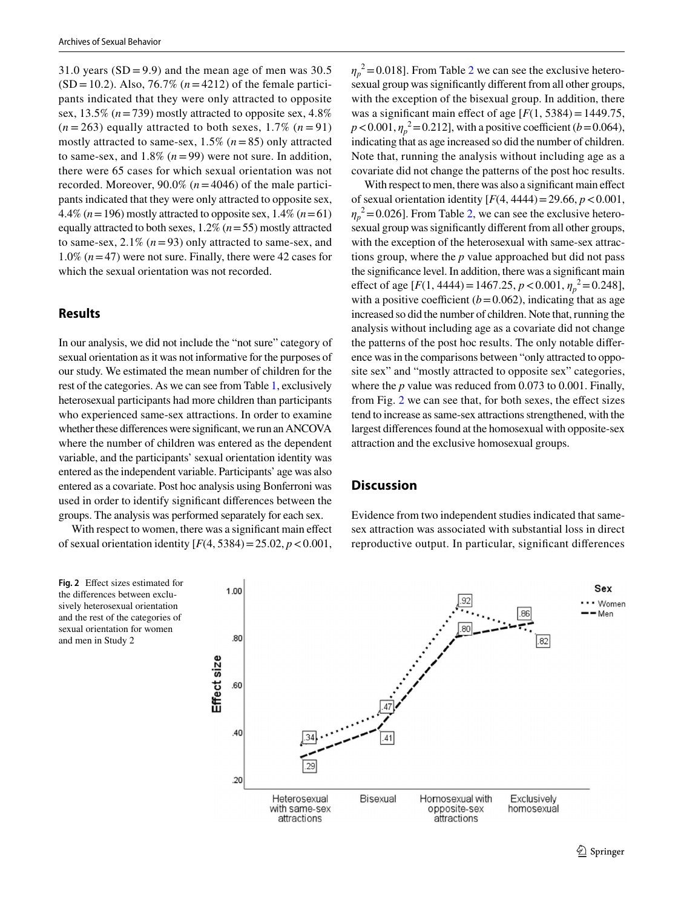31.0 years (SD = 9.9) and the mean age of men was 30.5 (SD = 10.2). Also, 76.7% ($n$ = 4212) of the female participants indicated that they were only attracted to opposite sex, 13.5% ($n$ = 739) mostly attracted to opposite sex, 4.8% ($n$ = 263) equally attracted to both sexes, 1.7% ($n$ = 91) mostly attracted to same-sex, 1.5% ($n$ = 85) only attracted to same-sex, and 1.8% ($n$ = 99) were not sure. In addition, there were 65 cases for which sexual orientation was not recorded. Moreover, 90.0% ($n$ = 4046) of the male participants indicated that they were only attracted to opposite sex, 4.4% ($n$ = 196) mostly attracted to opposite sex, 1.4% ($n$ = 61) equally attracted to both sexes, 1.2% ($n$ = 55) mostly attracted to same-sex, 2.1% ($n$ = 93) only attracted to same-sex, and 1.0% ($n$ = 47) were not sure. Finally, there were 42 cases for which the sexual orientation was not recorded.

## Results

In our analysis, we did not include the "not sure" category of sexual orientation as it was not informative for the purposes of our study. We estimated the mean number of children for the rest of the categories. As we can see from Table 1, exclusively heterosexual participants had more children than participants who experienced same-sex attractions. In order to examine whether these differences were significant, we run an ANCOVA where the number of children was entered as the dependent variable, and the participants' sexual orientation identity was entered as the independent variable. Participants' age was also entered as a covariate. Post hoc analysis using Bonferroni was used in order to identify significant differences between the groups. The analysis was performed separately for each sex.

With respect to women, there was a significant main effect of sexual orientation identity [$F(4, 5384) = 25.02$, $p < 0.001$, $\eta_p^2 = 0.018$]. From Table 2 we can see the exclusive heterosexual group was significantly different from all other groups, with the exception of the bisexual group. In addition, there was a significant main effect of age [$F(1, 5384) = 1449.75$, $p < 0.001$, $\eta_p^2 = 0.212$], with a positive coefficient ($b = 0.064$), indicating that as age increased so did the number of children. Note that, running the analysis without including age as a covariate did not change the patterns of the post hoc results.

With respect to men, there was also a significant main effect of sexual orientation identity [$F(4, 4444) = 29.66$, $p < 0.001$, $\eta_p^2 = 0.026$]. From Table 2, we can see the exclusive heterosexual group was significantly different from all other groups, with the exception of the heterosexual with same-sex attractions group, where the $p$ value approached but did not pass the significance level. In addition, there was a significant main effect of age [$F(1, 4444) = 1467.25$, $p < 0.001$, $\eta_p^2 = 0.248$], with a positive coefficient ($b = 0.062$), indicating that as age increased so did the number of children. Note that, running the analysis without including age as a covariate did not change the patterns of the post hoc results. The only notable difference was in the comparisons between "only attracted to opposite sex" and "mostly attracted to opposite sex" categories, where the $p$ value was reduced from 0.073 to 0.001. Finally, from Fig. 2 we can see that, for both sexes, the effect sizes tend to increase as same-sex attractions strengthened, with the largest differences found at the homosexual with opposite-sex attraction and the exclusive homosexual groups.

## Discussion

Evidence from two independent studies indicated that same-sex attraction was associated with substantial loss in direct reproductive output. In particular, significant differences

**Fig. 2** Effect sizes estimated for the differences between exclusively heterosexual orientation and the rest of the categories of sexual orientation for women and men in Study 2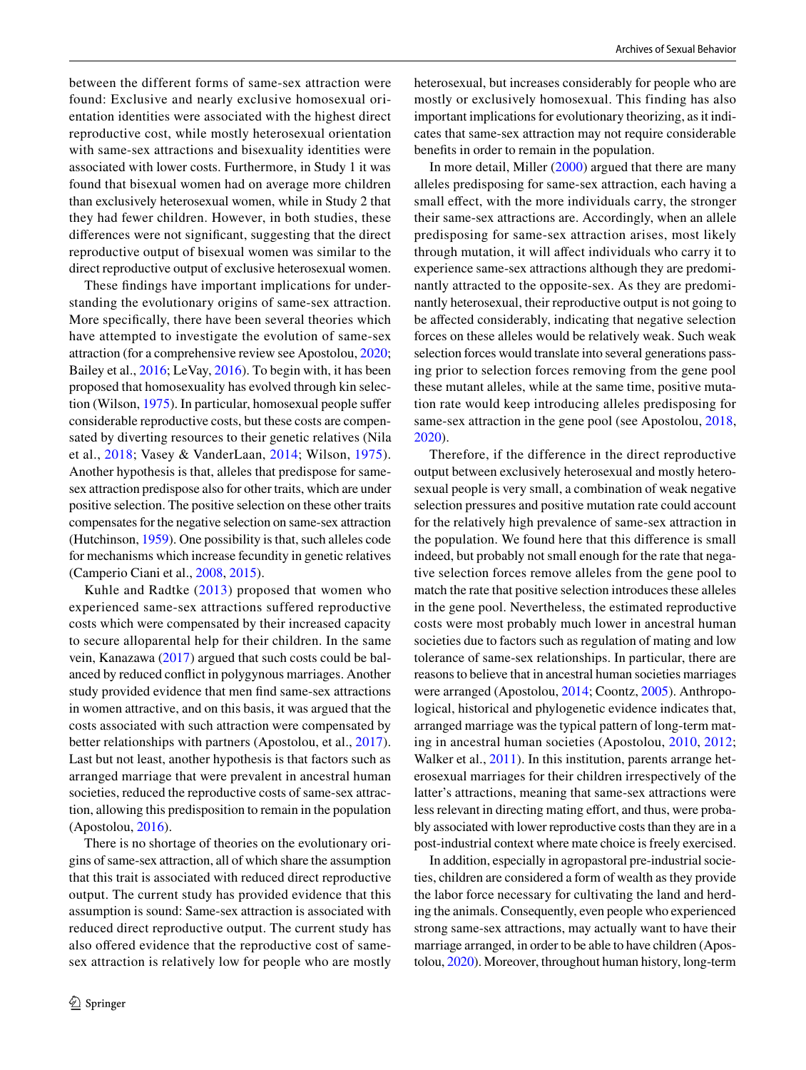between the different forms of same-sex attraction were found: Exclusive and nearly exclusive homosexual orientation identities were associated with the highest direct reproductive cost, while mostly heterosexual orientation with same-sex attractions and bisexuality identities were associated with lower costs. Furthermore, in Study 1 it was found that bisexual women had on average more children than exclusively heterosexual women, while in Study 2 that they had fewer children. However, in both studies, these differences were not significant, suggesting that the direct reproductive output of bisexual women was similar to the direct reproductive output of exclusive heterosexual women.

These findings have important implications for understanding the evolutionary origins of same-sex attraction. More specifically, there have been several theories which have attempted to investigate the evolution of same-sex attraction (for a comprehensive review see Apostolou, 2020; Bailey et al., 2016; LeVay, 2016). To begin with, it has been proposed that homosexuality has evolved through kin selection (Wilson, 1975). In particular, homosexual people suffer considerable reproductive costs, but these costs are compensated by diverting resources to their genetic relatives (Nila et al., 2018; Vasey & VanderLaan, 2014; Wilson, 1975). Another hypothesis is that, alleles that predispose for same-sex attraction predispose also for other traits, which are under positive selection. The positive selection on these other traits compensates for the negative selection on same-sex attraction (Hutchinson, 1959). One possibility is that, such alleles code for mechanisms which increase fecundity in genetic relatives (Camperio Ciani et al., 2008, 2015).

Kuhle and Radtke (2013) proposed that women who experienced same-sex attractions suffered reproductive costs which were compensated by their increased capacity to secure alloparental help for their children. In the same vein, Kanazawa (2017) argued that such costs could be balanced by reduced conflict in polygynous marriages. Another study provided evidence that men find same-sex attractions in women attractive, and on this basis, it was argued that the costs associated with such attraction were compensated by better relationships with partners (Apostolou, et al., 2017). Last but not least, another hypothesis is that factors such as arranged marriage that were prevalent in ancestral human societies, reduced the reproductive costs of same-sex attraction, allowing this predisposition to remain in the population (Apostolou, 2016).

There is no shortage of theories on the evolutionary origins of same-sex attraction, all of which share the assumption that this trait is associated with reduced direct reproductive output. The current study has provided evidence that this assumption is sound: Same-sex attraction is associated with reduced direct reproductive output. The current study has also offered evidence that the reproductive cost of same-sex attraction is relatively low for people who are mostly heterosexual, but increases considerably for people who are mostly or exclusively homosexual. This finding has also important implications for evolutionary theorizing, as it indicates that same-sex attraction may not require considerable benefits in order to remain in the population.

In more detail, Miller (2000) argued that there are many alleles predisposing for same-sex attraction, each having a small effect, with the more individuals carry, the stronger their same-sex attractions are. Accordingly, when an allele predisposing for same-sex attraction arises, most likely through mutation, it will affect individuals who carry it to experience same-sex attractions although they are predominantly attracted to the opposite-sex. As they are predominantly heterosexual, their reproductive output is not going to be affected considerably, indicating that negative selection forces on these alleles would be relatively weak. Such weak selection forces would translate into several generations passing prior to selection forces removing from the gene pool these mutant alleles, while at the same time, positive mutation rate would keep introducing alleles predisposing for same-sex attraction in the gene pool (see Apostolou, 2018, 2020).

Therefore, if the difference in the direct reproductive output between exclusively heterosexual and mostly heterosexual people is very small, a combination of weak negative selection pressures and positive mutation rate could account for the relatively high prevalence of same-sex attraction in the population. We found here that this difference is small indeed, but probably not small enough for the rate that negative selection forces remove alleles from the gene pool to match the rate that positive selection introduces these alleles in the gene pool. Nevertheless, the estimated reproductive costs were most probably much lower in ancestral human societies due to factors such as regulation of mating and low tolerance of same-sex relationships. In particular, there are reasons to believe that in ancestral human societies marriages were arranged (Apostolou, 2014; Coontz, 2005). Anthropological, historical and phylogenetic evidence indicates that, arranged marriage was the typical pattern of long-term mating in ancestral human societies (Apostolou, 2010, 2012; Walker et al., 2011). In this institution, parents arrange heterosexual marriages for their children irrespectively of the latter's attractions, meaning that same-sex attractions were less relevant in directing mating effort, and thus, were probably associated with lower reproductive costs than they are in a post-industrial context where mate choice is freely exercised.

In addition, especially in agropastoral pre-industrial societies, children are considered a form of wealth as they provide the labor force necessary for cultivating the land and herding the animals. Consequently, even people who experienced strong same-sex attractions, may actually want to have their marriage arranged, in order to be able to have children (Apostolou, 2020). Moreover, throughout human history, long-term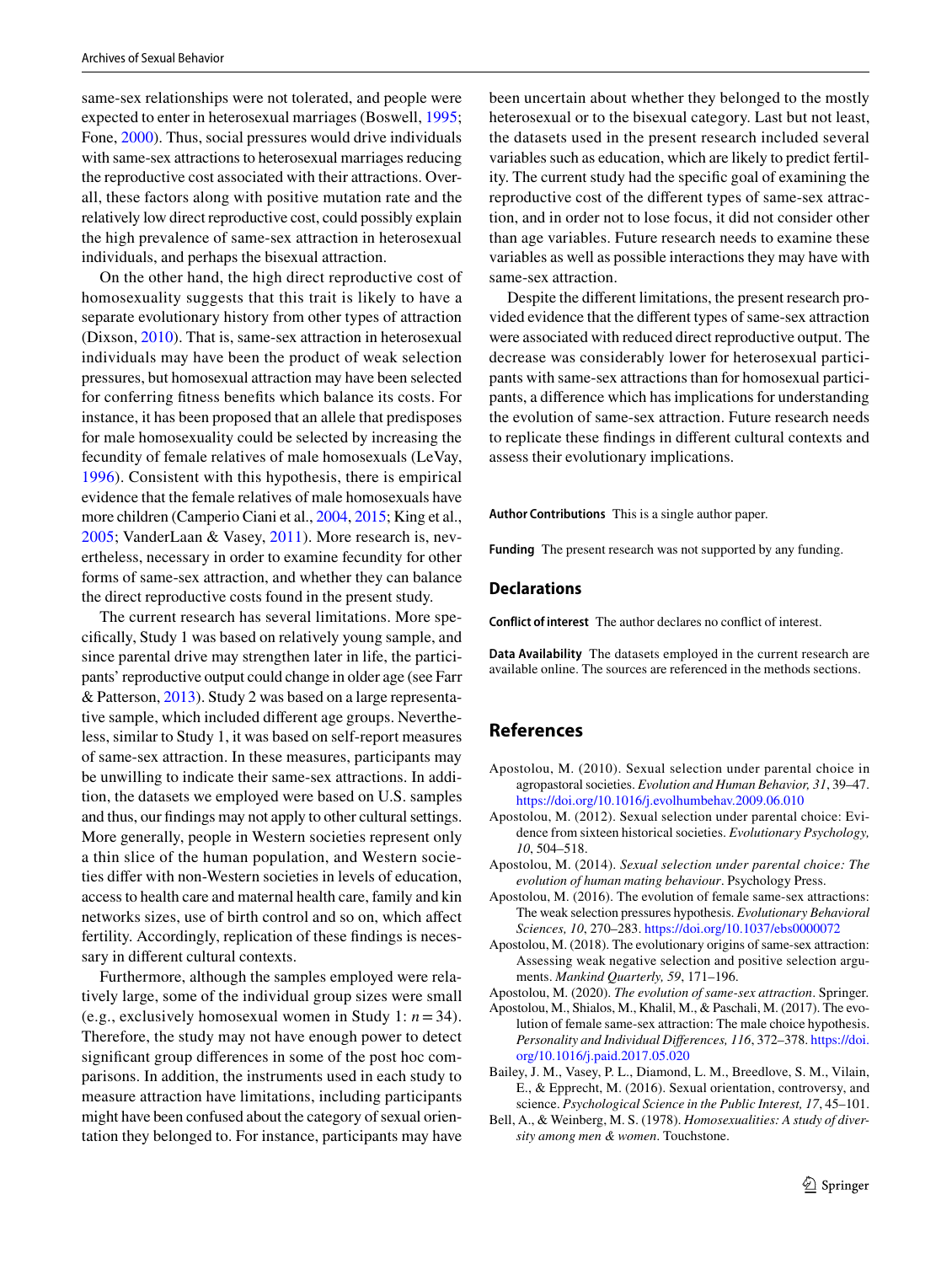same-sex relationships were not tolerated, and people were expected to enter in heterosexual marriages (Boswell, 1995; Fone, 2000). Thus, social pressures would drive individuals with same-sex attractions to heterosexual marriages reducing the reproductive cost associated with their attractions. Overall, these factors along with positive mutation rate and the relatively low direct reproductive cost, could possibly explain the high prevalence of same-sex attraction in heterosexual individuals, and perhaps the bisexual attraction.

On the other hand, the high direct reproductive cost of homosexuality suggests that this trait is likely to have a separate evolutionary history from other types of attraction (Dixson, 2010). That is, same-sex attraction in heterosexual individuals may have been the product of weak selection pressures, but homosexual attraction may have been selected for conferring fitness benefits which balance its costs. For instance, it has been proposed that an allele that predisposes for male homosexuality could be selected by increasing the fecundity of female relatives of male homosexuals (LeVay, 1996). Consistent with this hypothesis, there is empirical evidence that the female relatives of male homosexuals have more children (Camperio Ciani et al., 2004, 2015; King et al., 2005; VanderLaan & Vasey, 2011). More research is, nevertheless, necessary in order to examine fecundity for other forms of same-sex attraction, and whether they can balance the direct reproductive costs found in the present study.

The current research has several limitations. More specifically, Study 1 was based on relatively young sample, and since parental drive may strengthen later in life, the participants' reproductive output could change in older age (see Farr & Patterson, 2013). Study 2 was based on a large representative sample, which included different age groups. Nevertheless, similar to Study 1, it was based on self-report measures of same-sex attraction. In these measures, participants may be unwilling to indicate their same-sex attractions. In addition, the datasets we employed were based on U.S. samples and thus, our findings may not apply to other cultural settings. More generally, people in Western societies represent only a thin slice of the human population, and Western societies differ with non-Western societies in levels of education, access to health care and maternal health care, family and kin networks sizes, use of birth control and so on, which affect fertility. Accordingly, replication of these findings is necessary in different cultural contexts.

Furthermore, although the samples employed were relatively large, some of the individual group sizes were small (e.g., exclusively homosexual women in Study 1: $n = 34$). Therefore, the study may not have enough power to detect significant group differences in some of the post hoc comparisons. In addition, the instruments used in each study to measure attraction have limitations, including participants might have been confused about the category of sexual orientation they belonged to. For instance, participants may have been uncertain about whether they belonged to the mostly heterosexual or to the bisexual category. Last but not least, the datasets used in the present research included several variables such as education, which are likely to predict fertility. The current study had the specific goal of examining the reproductive cost of the different types of same-sex attraction, and in order not to lose focus, it did not consider other than age variables. Future research needs to examine these variables as well as possible interactions they may have with same-sex attraction.

Despite the different limitations, the present research provided evidence that the different types of same-sex attraction were associated with reduced direct reproductive output. The decrease was considerably lower for heterosexual participants with same-sex attractions than for homosexual participants, a difference which has implications for understanding the evolution of same-sex attraction. Future research needs to replicate these findings in different cultural contexts and assess their evolutionary implications.

**Author Contributions** This is a single author paper.

**Funding** The present research was not supported by any funding.

## Declarations

**Conflict of interest** The author declares no conflict of interest.

**Data Availability** The datasets employed in the current research are available online. The sources are referenced in the methods sections.

## References

Apostolou, M. (2010). Sexual selection under parental choice in agropastoral societies. *Evolution and Human Behavior, 31*, 39–47. https://doi.org/10.1016/j.evolhumbehav.2009.06.010

Apostolou, M. (2012). Sexual selection under parental choice: Evidence from sixteen historical societies. *Evolutionary Psychology, 10*, 504–518.

Apostolou, M. (2014). *Sexual selection under parental choice: The evolution of human mating behaviour*. Psychology Press.

Apostolou, M. (2016). The evolution of female same-sex attractions: The weak selection pressures hypothesis. *Evolutionary Behavioral Sciences, 10*, 270–283. https://doi.org/10.1037/ebs0000072

Apostolou, M. (2018). The evolutionary origins of same-sex attraction: Assessing weak negative selection and positive selection arguments. *Mankind Quarterly, 59*, 171–196.

Apostolou, M. (2020). *The evolution of same-sex attraction*. Springer.

Apostolou, M., Shialos, M., Khalil, M., & Paschali, M. (2017). The evolution of female same-sex attraction: The male choice hypothesis. *Personality and Individual Differences, 116*, 372–378. https://doi.org/10.1016/j.paid.2017.05.020

Bailey, J. M., Vasey, P. L., Diamond, L. M., Breedlove, S. M., Vilain, E., & Epprecht, M. (2016). Sexual orientation, controversy, and science. *Psychological Science in the Public Interest, 17*, 45–101.

Bell, A., & Weinberg, M. S. (1978). *Homosexualities: A study of diversity among men & women*. Touchstone.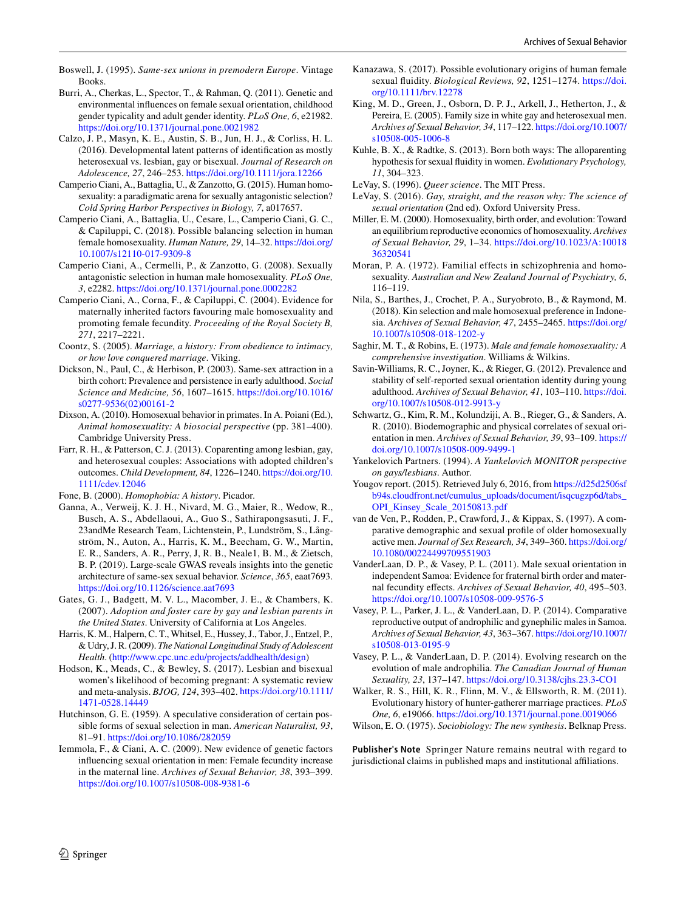Boswell, J. (1995). *Same-sex unions in premodern Europe*. Vintage Books.

Burri, A., Cherkas, L., Spector, T., & Rahman, Q. (2011). Genetic and environmental influences on female sexual orientation, childhood gender typicality and adult gender identity. *PLoS One, 6*, e21982. https://doi.org/10.1371/journal.pone.0021982

Calzo, J. P., Masyn, K. E., Austin, S. B., Jun, H. J., & Corliss, H. L. (2016). Developmental latent patterns of identification as mostly heterosexual vs. lesbian, gay or bisexual. *Journal of Research on Adolescence, 27*, 246–253. https://doi.org/10.1111/jora.12266

Camperio Ciani, A., Battaglia, U., & Zanzotto, G. (2015). Human homosexuality: a paradigmatic arena for sexually antagonistic selection? *Cold Spring Harbor Perspectives in Biology, 7*, a017657.

Camperio Ciani, A., Battaglia, U., Cesare, L., Camperio Ciani, G. C., & Capiluppi, C. (2018). Possible balancing selection in human female homosexuality. *Human Nature, 29*, 14–32. https://doi.org/10.1007/s12110-017-9309-8

Camperio Ciani, A., Cermelli, P., & Zanzotto, G. (2008). Sexually antagonistic selection in human male homosexuality. *PLoS One, 3*, e2282. https://doi.org/10.1371/journal.pone.0002282

Camperio Ciani, A., Corna, F., & Capiluppi, C. (2004). Evidence for maternally inherited factors favouring male homosexuality and promoting female fecundity. *Proceeding of the Royal Society B, 271*, 2217–2221.

Coontz, S. (2005). *Marriage, a history: From obedience to intimacy, or how love conquered marriage*. Viking.

Dickson, N., Paul, C., & Herbison, P. (2003). Same-sex attraction in a birth cohort: Prevalence and persistence in early adulthood. *Social Science and Medicine, 56*, 1607–1615. https://doi.org/10.1016/s0277-9536(02)00161-2

Dixson, A. (2010). Homosexual behavior in primates. In A. Poiani (Ed.), *Animal homosexuality: A biosocial perspective* (pp. 381–400). Cambridge University Press.

Farr, R. H., & Patterson, C. J. (2013). Coparenting among lesbian, gay, and heterosexual couples: Associations with adopted children's outcomes. *Child Development, 84*, 1226–1240. https://doi.org/10.1111/cdev.12046

Fone, B. (2000). *Homophobia: A history*. Picador.

Ganna, A., Verweij, K. J. H., Nivard, M. G., Maier, R., Wedow, R., Busch, A. S., Abdellaoui, A., Guo S., Sathirapongsasuti, J. F., 23andMe Research Team, Lichtenstein, P., Lundström, S., Långström, N., Auton, A., Harris, K. M., Beecham, G. W., Martin, E. R., Sanders, A. R., Perry, J, R. B., Neale1, B. M., & Zietsch, B. P. (2019). Large-scale GWAS reveals insights into the genetic architecture of same-sex sexual behavior. *Science, 365*, eaat7693. https://doi.org/10.1126/science.aat7693

Gates, G. J., Badgett, M. V. L., Macomber, J. E., & Chambers, K. (2007). *Adoption and foster care by gay and lesbian parents in the United States*. University of California at Los Angeles.

Harris, K. M., Halpern, C. T., Whitsel, E., Hussey, J., Tabor, J., Entzel, P., & Udry, J. R. (2009). *The National Longitudinal Study of Adolescent Health*. (http://www.cpc.unc.edu/projects/addhealth/design)

Hodson, K., Meads, C., & Bewley, S. (2017). Lesbian and bisexual women's likelihood of becoming pregnant: A systematic review and meta-analysis. *BJOG, 124*, 393–402. https://doi.org/10.1111/1471-0528.14449

Hutchinson, G. E. (1959). A speculative consideration of certain possible forms of sexual selection in man. *American Naturalist, 93*, 81–91. https://doi.org/10.1086/282059

Iemmola, F., & Ciani, A. C. (2009). New evidence of genetic factors influencing sexual orientation in men: Female fecundity increase in the maternal line. *Archives of Sexual Behavior, 38*, 393–399. https://doi.org/10.1007/s10508-008-9381-6

Kanazawa, S. (2017). Possible evolutionary origins of human female sexual fluidity. *Biological Reviews, 92*, 1251–1274. https://doi.org/10.1111/brv.12278

King, M. D., Green, J., Osborn, D. P. J., Arkell, J., Hetherton, J., & Pereira, E. (2005). Family size in white gay and heterosexual men. *Archives of Sexual Behavior, 34*, 117–122. https://doi.org/10.1007/s10508-005-1006-8

Kuhle, B. X., & Radtke, S. (2013). Born both ways: The alloparenting hypothesis for sexual fluidity in women. *Evolutionary Psychology, 11*, 304–323.

LeVay, S. (1996). *Queer science*. The MIT Press.

LeVay, S. (2016). *Gay, straight, and the reason why: The science of sexual orientation* (2nd ed). Oxford University Press.

Miller, E. M. (2000). Homosexuality, birth order, and evolution: Toward an equilibrium reproductive economics of homosexuality. *Archives of Sexual Behavior, 29*, 1–34. https://doi.org/10.1023/A:1001836320541

Moran, P. A. (1972). Familial effects in schizophrenia and homosexuality. *Australian and New Zealand Journal of Psychiatry, 6*, 116–119.

Nila, S., Barthes, J., Crochet, P. A., Suryobroto, B., & Raymond, M. (2018). Kin selection and male homosexual preference in Indonesia. *Archives of Sexual Behavior, 47*, 2455–2465. https://doi.org/10.1007/s10508-018-1202-y

Saghir, M. T., & Robins, E. (1973). *Male and female homosexuality: A comprehensive investigation*. Williams & Wilkins.

Savin-Williams, R. C., Joyner, K., & Rieger, G. (2012). Prevalence and stability of self-reported sexual orientation identity during young adulthood. *Archives of Sexual Behavior, 41*, 103–110. https://doi.org/10.1007/s10508-012-9913-y

Schwartz, G., Kim, R. M., Kolundziji, A. B., Rieger, G., & Sanders, A. R. (2010). Biodemographic and physical correlates of sexual orientation in men. *Archives of Sexual Behavior, 39*, 93–109. https://doi.org/10.1007/s10508-009-9499-1

Yankelovich Partners. (1994). *A Yankelovich MONITOR perspective on gays/lesbians*. Author.

Yougov report. (2015). Retrieved July 6, 2016, from https://d25d2506sfb94s.cloudfront.net/cumulus_uploads/document/isqcugzp6d/tabs_OPI_Kinsey_Scale_20150813.pdf

van de Ven, P., Rodden, P., Crawford, J., & Kippax, S. (1997). A comparative demographic and sexual profile of older homosexually active men. *Journal of Sex Research, 34*, 349–360. https://doi.org/10.1080/00224499709551903

VanderLaan, D. P., & Vasey, P. L. (2011). Male sexual orientation in independent Samoa: Evidence for fraternal birth order and maternal fecundity effects. *Archives of Sexual Behavior, 40*, 495–503. https://doi.org/10.1007/s10508-009-9576-5

Vasey, P. L., Parker, J. L., & VanderLaan, D. P. (2014). Comparative reproductive output of androphilic and gynephilic males in Samoa. *Archives of Sexual Behavior, 43*, 363–367. https://doi.org/10.1007/s10508-013-0195-9

Vasey, P. L., & VanderLaan, D. P. (2014). Evolving research on the evolution of male androphilia. *The Canadian Journal of Human Sexuality, 23*, 137–147. https://doi.org/10.3138/cjhs.23.3-CO1

Walker, R. S., Hill, K. R., Flinn, M. V., & Ellsworth, R. M. (2011). Evolutionary history of hunter-gatherer marriage practices. *PLoS One, 6*, e19066. https://doi.org/10.1371/journal.pone.0019066

Wilson, E. O. (1975). *Sociobiology: The new synthesis*. Belknap Press.

**Publisher's Note** Springer Nature remains neutral with regard to jurisdictional claims in published maps and institutional affiliations.